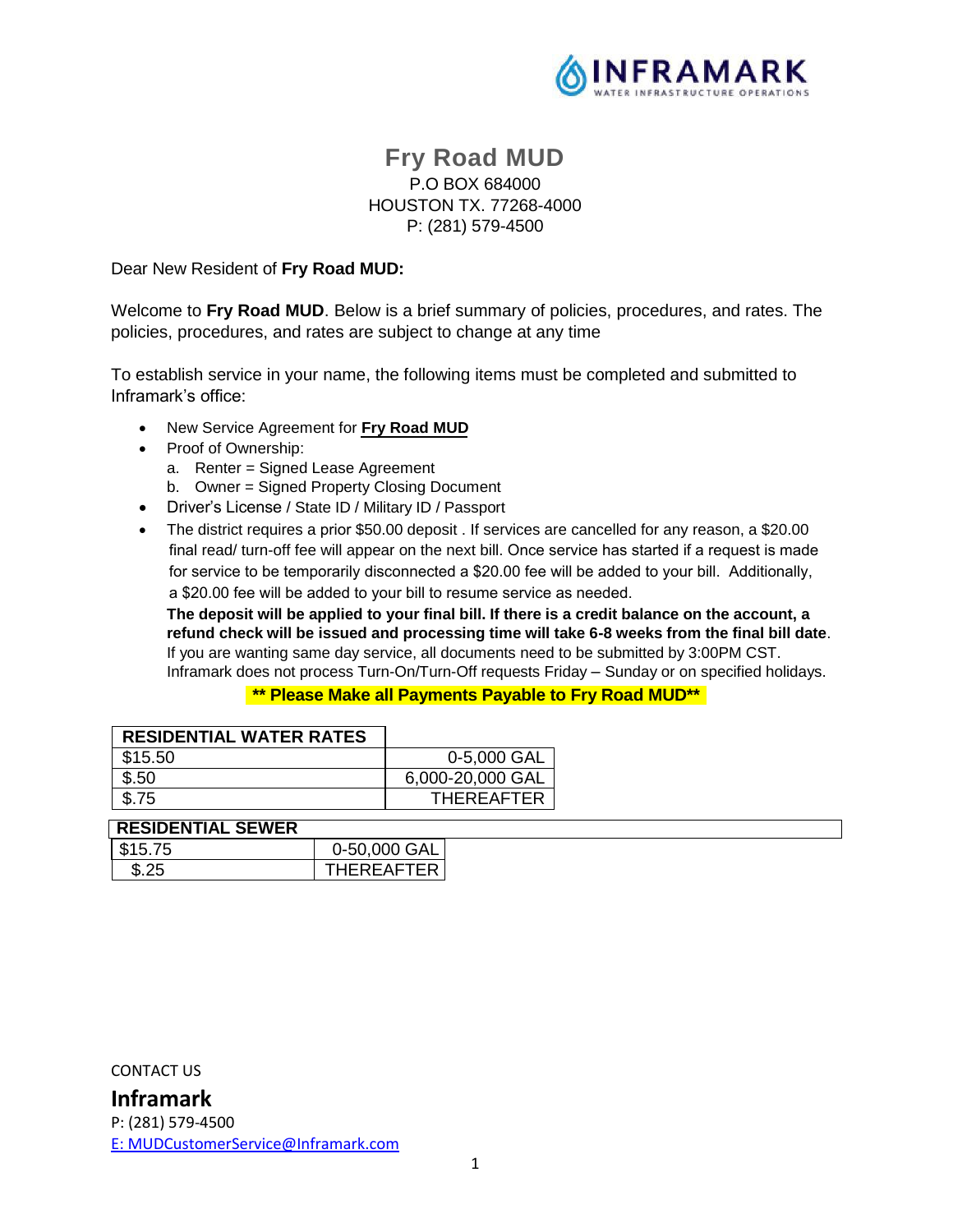INFRAMARK
WATER INFRASTRUCTURE OPERATIONS

# Fry Road MUD

P.O BOX 684000
HOUSTON TX. 77268-4000
P: (281) 579-4500

Dear New Resident of **Fry Road MUD:**

Welcome to **Fry Road MUD**. Below is a brief summary of policies, procedures, and rates. The policies, procedures, and rates are subject to change at any time

To establish service in your name, the following items must be completed and submitted to Inframark's office:

- New Service Agreement for **Fry Road MUD**
- Proof of Ownership:
  a. Renter = Signed Lease Agreement
  b. Owner = Signed Property Closing Document
- Driver's License / State ID / Military ID / Passport
- The district requires a prior $50.00 deposit . If services are cancelled for any reason, a $20.00 final read/ turn-off fee will appear on the next bill. Once service has started if a request is made for service to be temporarily disconnected a $20.00 fee will be added to your bill. Additionally, a $20.00 fee will be added to your bill to resume service as needed.
  **The deposit will be applied to your final bill. If there is a credit balance on the account, a refund check will be issued and processing time will take 6-8 weeks from the final bill date**.
  If you are wanting same day service, all documents need to be submitted by 3:00PM CST. Inframark does not process Turn-On/Turn-Off requests Friday – Sunday or on specified holidays.

**\*\* Please Make all Payments Payable to Fry Road MUD\*\***

| RESIDENTIAL WATER RATES | |
|---|---|
| $15.50 | 0-5,000 GAL |
| $.50 | 6,000-20,000 GAL |
| $.75 | THEREAFTER |

| RESIDENTIAL SEWER | |
|---|---|
| $15.75 | 0-50,000 GAL |
| $.25 | THEREAFTER |

CONTACT US

**Inframark**
P: (281) 579-4500
E: MUDCustomerService@Inframark.com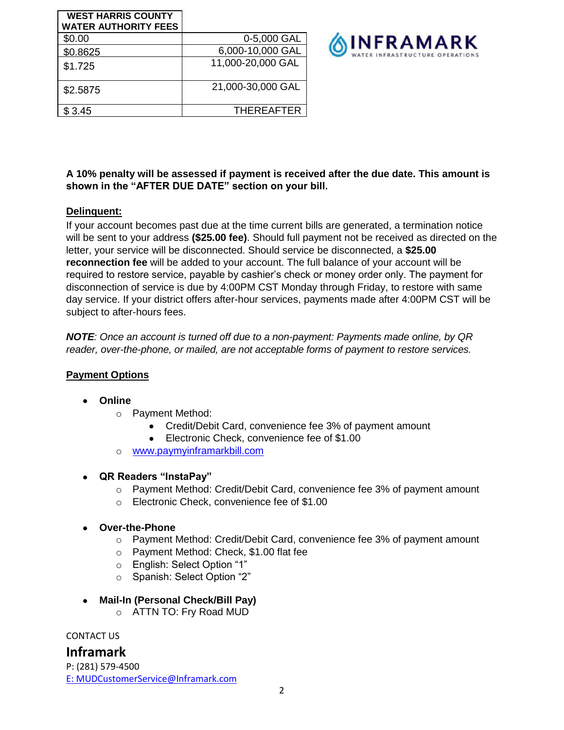| WEST HARRIS COUNTY WATER AUTHORITY FEES | |
|---|---|
| $0.00 | 0-5,000 GAL |
| $0.8625 | 6,000-10,000 GAL |
| $1.725 | 11,000-20,000 GAL |
| $2.5875 | 21,000-30,000 GAL |
| $ 3.45 | THEREAFTER |

INFRAMARK
WATER INFRASTRUCTURE OPERATIONS

**A 10% penalty will be assessed if payment is received after the due date. This amount is shown in the "AFTER DUE DATE" section on your bill.**

**Delinquent:**

If your account becomes past due at the time current bills are generated, a termination notice will be sent to your address **($25.00 fee)**. Should full payment not be received as directed on the letter, your service will be disconnected. Should service be disconnected, a **$25.00 reconnection fee** will be added to your account. The full balance of your account will be required to restore service, payable by cashier's check or money order only. The payment for disconnection of service is due by 4:00PM CST Monday through Friday, to restore with same day service. If your district offers after-hour services, payments made after 4:00PM CST will be subject to after-hours fees.

***NOTE****: Once an account is turned off due to a non-payment: Payments made online, by QR reader, over-the-phone, or mailed, are not acceptable forms of payment to restore services.*

**Payment Options**

- **Online**
  - Payment Method:
    - Credit/Debit Card, convenience fee 3% of payment amount
    - Electronic Check, convenience fee of $1.00
  - www.paymyinframarkbill.com
- **QR Readers "InstaPay"**
  - Payment Method: Credit/Debit Card, convenience fee 3% of payment amount
  - Electronic Check, convenience fee of $1.00
- **Over-the-Phone**
  - Payment Method: Credit/Debit Card, convenience fee 3% of payment amount
  - Payment Method: Check, $1.00 flat fee
  - English: Select Option "1"
  - Spanish: Select Option "2"
- **Mail-In (Personal Check/Bill Pay)**
  - ATTN TO: Fry Road MUD

CONTACT US

**Inframark**

P: (281) 579-4500

E: MUDCustomerService@Inframark.com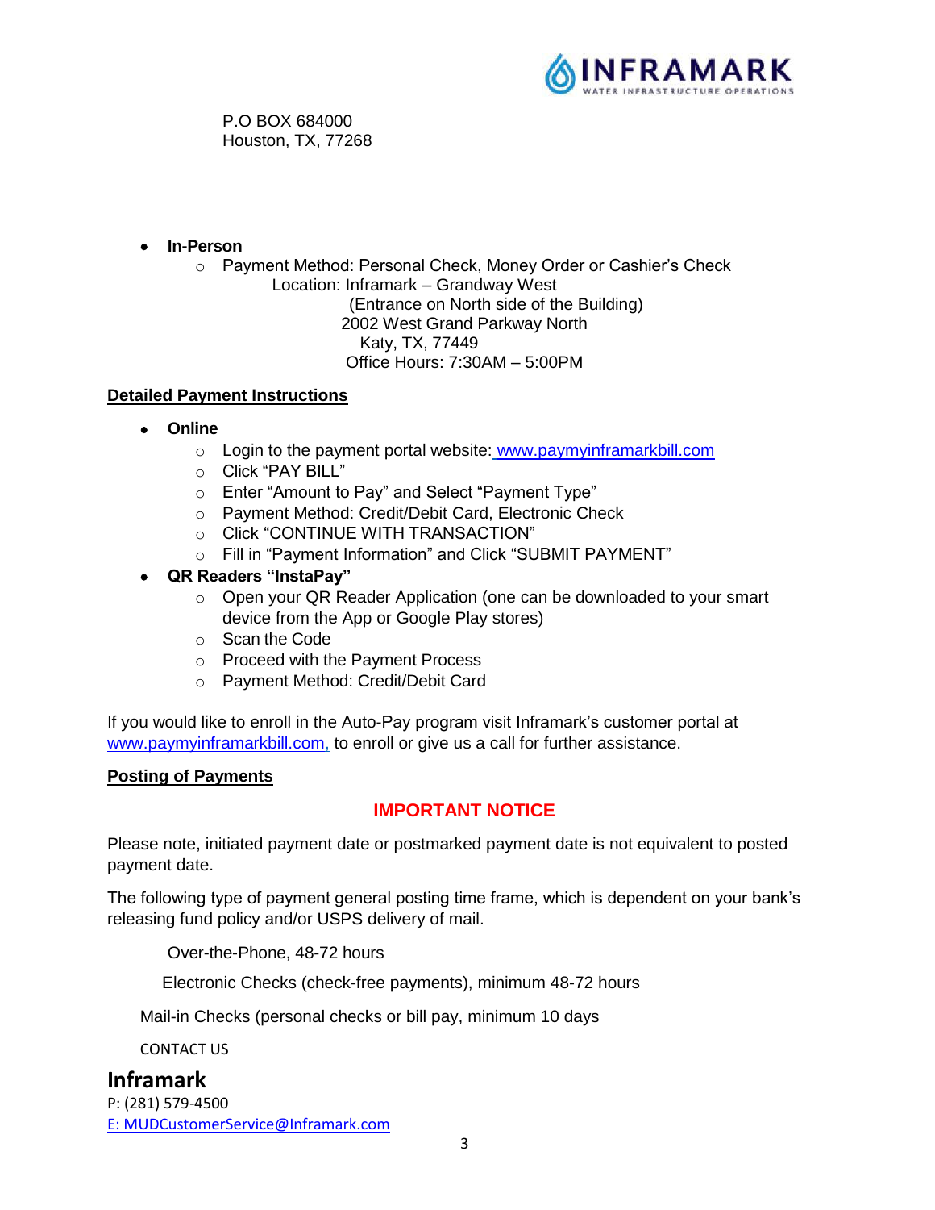P.O BOX 684000
Houston, TX, 77268

- **In-Person**
  - Payment Method: Personal Check, Money Order or Cashier's Check
    Location: Inframark – Grandway West
    (Entrance on North side of the Building)
    2002 West Grand Parkway North
    Katy, TX, 77449
    Office Hours: 7:30AM – 5:00PM

**Detailed Payment Instructions**

- **Online**
  - Login to the payment portal website: www.paymyinframarkbill.com
  - Click "PAY BILL"
  - Enter "Amount to Pay" and Select "Payment Type"
  - Payment Method: Credit/Debit Card, Electronic Check
  - Click "CONTINUE WITH TRANSACTION"
  - Fill in "Payment Information" and Click "SUBMIT PAYMENT"
- **QR Readers "InstaPay"**
  - Open your QR Reader Application (one can be downloaded to your smart device from the App or Google Play stores)
  - Scan the Code
  - Proceed with the Payment Process
  - Payment Method: Credit/Debit Card

If you would like to enroll in the Auto-Pay program visit Inframark's customer portal at www.paymyinframarkbill.com, to enroll or give us a call for further assistance.

**Posting of Payments**

**IMPORTANT NOTICE**

Please note, initiated payment date or postmarked payment date is not equivalent to posted payment date.

The following type of payment general posting time frame, which is dependent on your bank's releasing fund policy and/or USPS delivery of mail.

Over-the-Phone, 48-72 hours

Electronic Checks (check-free payments), minimum 48-72 hours

Mail-in Checks (personal checks or bill pay, minimum 10 days

CONTACT US

**Inframark**
P: (281) 579-4500
E: MUDCustomerService@Inframark.com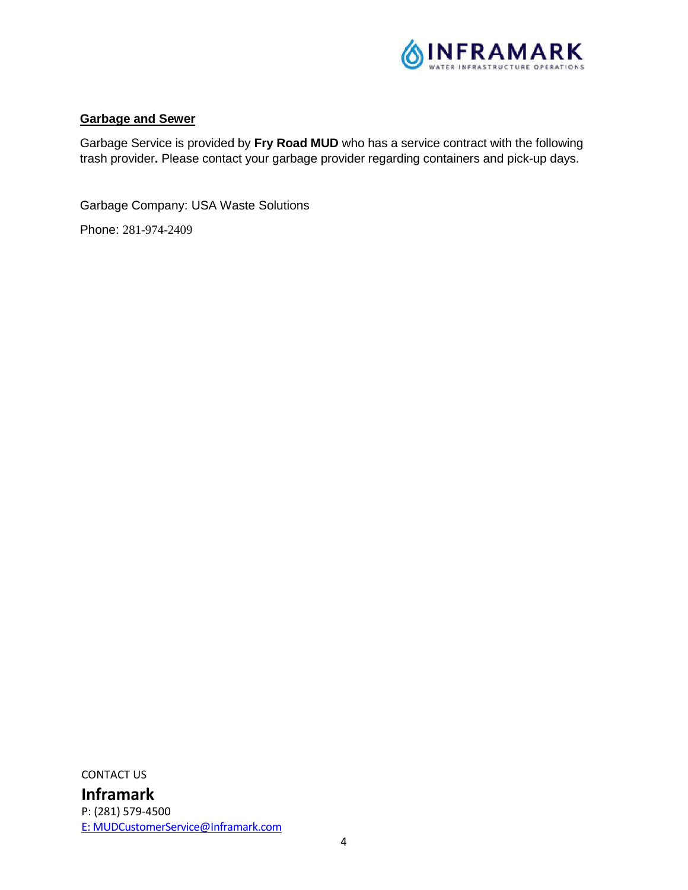**<u>Garbage and Sewer</u>**

Garbage Service is provided by **Fry Road MUD** who has a service contract with the following trash provider**.** Please contact your garbage provider regarding containers and pick-up days.

Garbage Company: USA Waste Solutions

Phone: 281-974-2409

CONTACT US

**Inframark**

P: (281) 579-4500

E: MUDCustomerService@Inframark.com